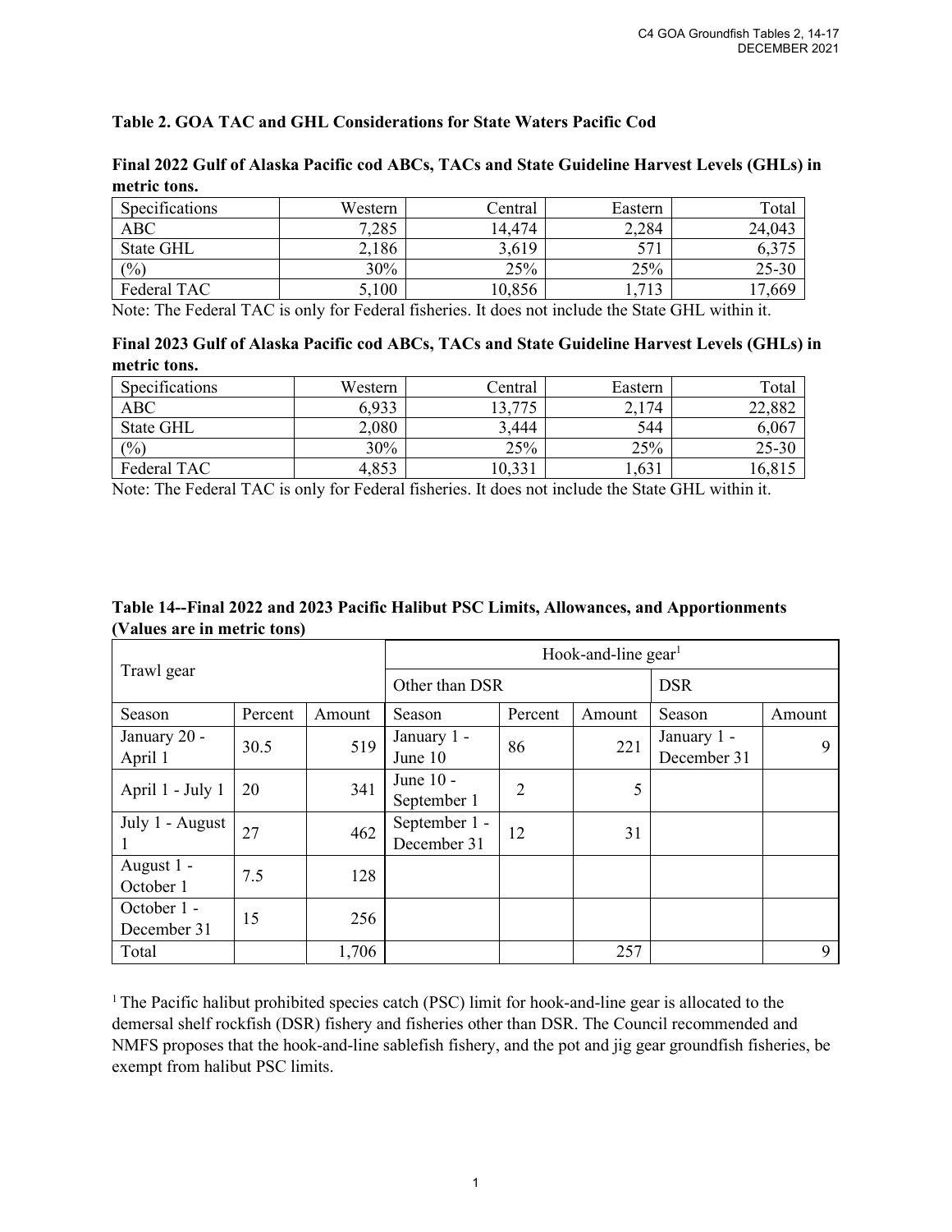### Table 2. GOA TAC and GHL Considerations for State Waters Pacific Cod

**Final 2022 Gulf of Alaska Pacific cod ABCs, TACs and State Guideline Harvest Levels (GHLs) in metric tons.**

| Specifications | Western | Central | Eastern | Total |
|---|---|---|---|---|
| ABC | 7,285 | 14,474 | 2,284 | 24,043 |
| State GHL | 2,186 | 3,619 | 571 | 6,375 |
| (%) | 30% | 25% | 25% | 25-30 |
| Federal TAC | 5,100 | 10,856 | 1,713 | 17,669 |

Note: The Federal TAC is only for Federal fisheries. It does not include the State GHL within it.

**Final 2023 Gulf of Alaska Pacific cod ABCs, TACs and State Guideline Harvest Levels (GHLs) in metric tons.**

| Specifications | Western | Central | Eastern | Total |
|---|---|---|---|---|
| ABC | 6,933 | 13,775 | 2,174 | 22,882 |
| State GHL | 2,080 | 3,444 | 544 | 6,067 |
| (%) | 30% | 25% | 25% | 25-30 |
| Federal TAC | 4,853 | 10,331 | 1,631 | 16,815 |

Note: The Federal TAC is only for Federal fisheries. It does not include the State GHL within it.

**Table 14--Final 2022 and 2023 Pacific Halibut PSC Limits, Allowances, and Apportionments (Values are in metric tons)**

| Trawl gear | | | Hook-and-line gear[1] | | | | |
|---|---|---|---|---|---|---|---|
| | | | Other than DSR | | | DSR | |
| Season | Percent | Amount | Season | Percent | Amount | Season | Amount |
| January 20 - April 1 | 30.5 | 519 | January 1 - June 10 | 86 | 221 | January 1 - December 31 | 9 |
| April 1 - July 1 | 20 | 341 | June 10 - September 1 | 2 | 5 | | |
| July 1 - August 1 | 27 | 462 | September 1 - December 31 | 12 | 31 | | |
| August 1 - October 1 | 7.5 | 128 | | | | | |
| October 1 - December 31 | 15 | 256 | | | | | |
| Total | | 1,706 | | | 257 | | 9 |

[1] The Pacific halibut prohibited species catch (PSC) limit for hook-and-line gear is allocated to the demersal shelf rockfish (DSR) fishery and fisheries other than DSR. The Council recommended and NMFS proposes that the hook-and-line sablefish fishery, and the pot and jig gear groundfish fisheries, be exempt from halibut PSC limits.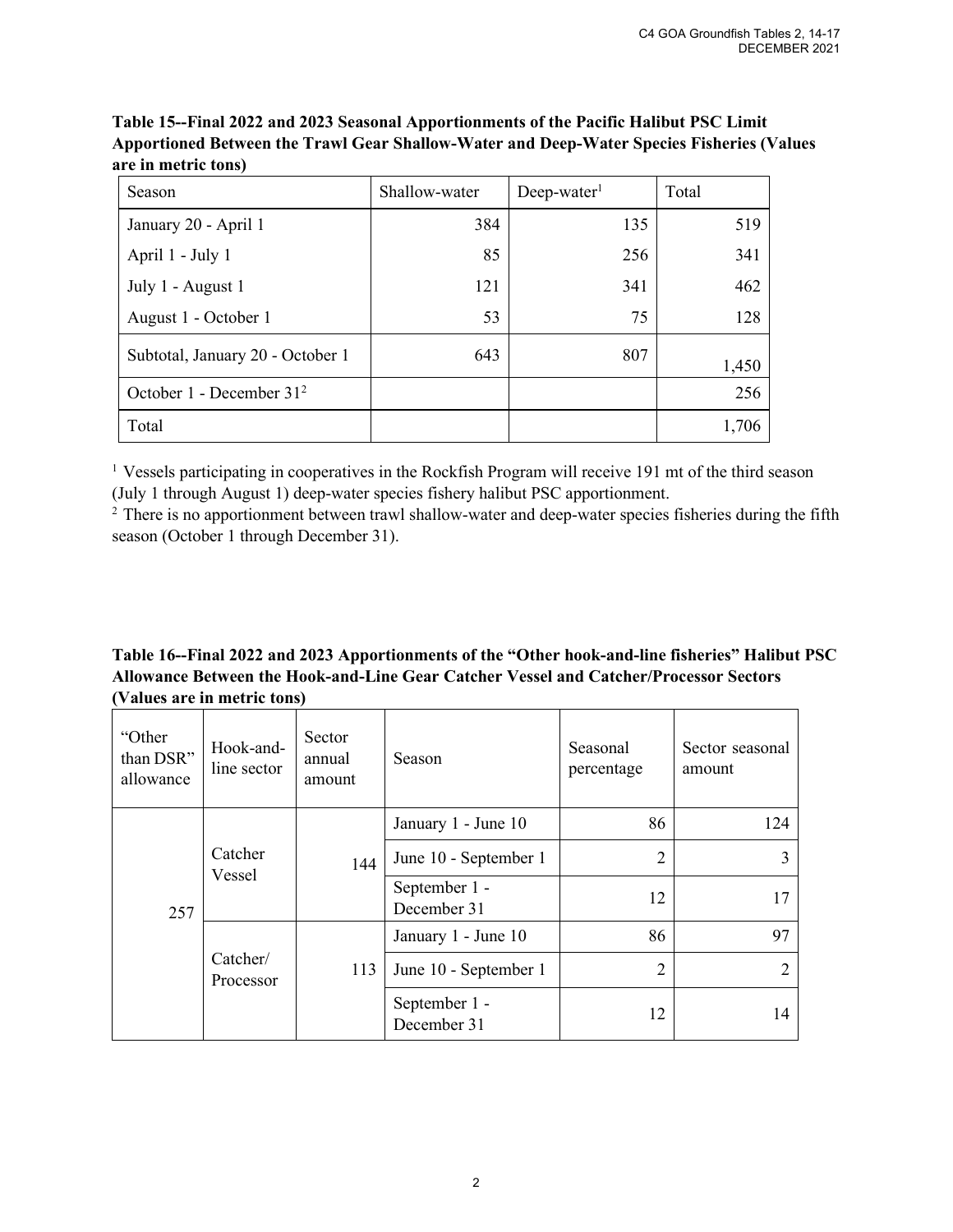**Table 15--Final 2022 and 2023 Seasonal Apportionments of the Pacific Halibut PSC Limit Apportioned Between the Trawl Gear Shallow-Water and Deep-Water Species Fisheries (Values are in metric tons)**

| Season | Shallow-water | Deep-water[1] | Total |
|---|---|---|---|
| January 20 - April 1 | 384 | 135 | 519 |
| April 1 - July 1 | 85 | 256 | 341 |
| July 1 - August 1 | 121 | 341 | 462 |
| August 1 - October 1 | 53 | 75 | 128 |
| Subtotal, January 20 - October 1 | 643 | 807 | 1,450 |
| October 1 - December 31[2] | | | 256 |
| Total | | | 1,706 |

[1] Vessels participating in cooperatives in the Rockfish Program will receive 191 mt of the third season (July 1 through August 1) deep-water species fishery halibut PSC apportionment.

[2] There is no apportionment between trawl shallow-water and deep-water species fisheries during the fifth season (October 1 through December 31).

**Table 16--Final 2022 and 2023 Apportionments of the "Other hook-and-line fisheries" Halibut PSC Allowance Between the Hook-and-Line Gear Catcher Vessel and Catcher/Processor Sectors (Values are in metric tons)**

| "Other than DSR" allowance | Hook-and-line sector | Sector annual amount | Season | Seasonal percentage | Sector seasonal amount |
|---|---|---|---|---|---|
| 257 | Catcher Vessel | 144 | January 1 - June 10 | 86 | 124 |
| | | | June 10 - September 1 | 2 | 3 |
| | | | September 1 - December 31 | 12 | 17 |
| | Catcher/ Processor | 113 | January 1 - June 10 | 86 | 97 |
| | | | June 10 - September 1 | 2 | 2 |
| | | | September 1 - December 31 | 12 | 14 |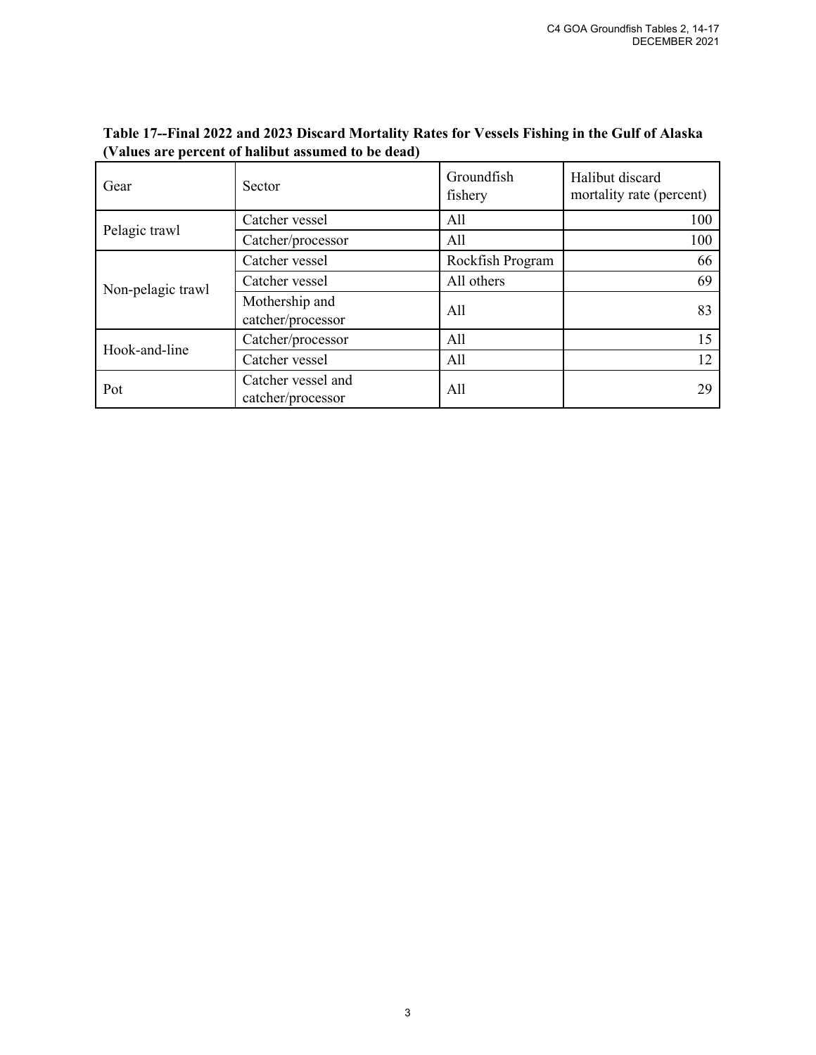**Table 17--Final 2022 and 2023 Discard Mortality Rates for Vessels Fishing in the Gulf of Alaska (Values are percent of halibut assumed to be dead)**

| Gear | Sector | Groundfish fishery | Halibut discard mortality rate (percent) |
|---|---|---|---|
| Pelagic trawl | Catcher vessel | All | 100 |
| | Catcher/processor | All | 100 |
| Non-pelagic trawl | Catcher vessel | Rockfish Program | 66 |
| | Catcher vessel | All others | 69 |
| | Mothership and catcher/processor | All | 83 |
| Hook-and-line | Catcher/processor | All | 15 |
| | Catcher vessel | All | 12 |
| Pot | Catcher vessel and catcher/processor | All | 29 |